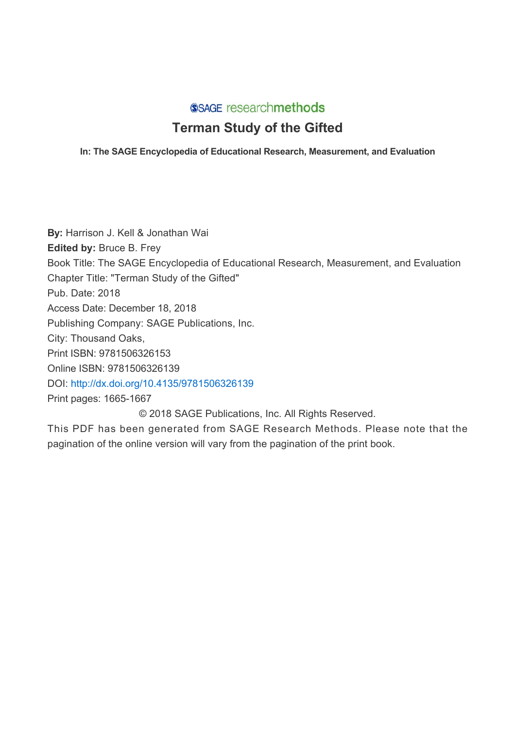SAGE researchmethods

# Terman Study of the Gifted

**In: The SAGE Encyclopedia of Educational Research, Measurement, and Evaluation**

**By:** Harrison J. Kell & Jonathan Wai
**Edited by:** Bruce B. Frey
Book Title: The SAGE Encyclopedia of Educational Research, Measurement, and Evaluation
Chapter Title: "Terman Study of the Gifted"
Pub. Date: 2018
Access Date: December 18, 2018
Publishing Company: SAGE Publications, Inc.
City: Thousand Oaks,
Print ISBN: 9781506326153
Online ISBN: 9781506326139
DOI: http://dx.doi.org/10.4135/9781506326139
Print pages: 1665-1667

© 2018 SAGE Publications, Inc. All Rights Reserved.

This PDF has been generated from SAGE Research Methods. Please note that the pagination of the online version will vary from the pagination of the print book.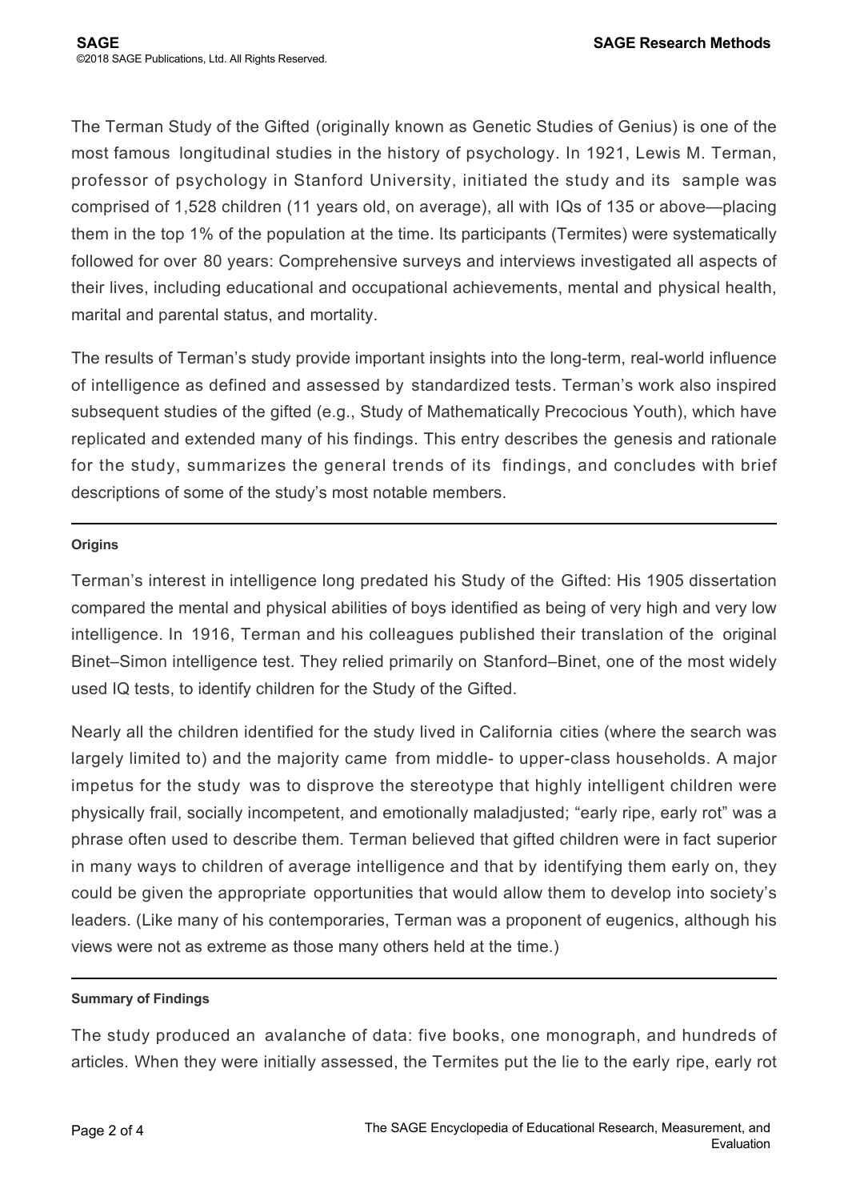The Terman Study of the Gifted (originally known as Genetic Studies of Genius) is one of the most famous longitudinal studies in the history of psychology. In 1921, Lewis M. Terman, professor of psychology in Stanford University, initiated the study and its sample was comprised of 1,528 children (11 years old, on average), all with IQs of 135 or above—placing them in the top 1% of the population at the time. Its participants (Termites) were systematically followed for over 80 years: Comprehensive surveys and interviews investigated all aspects of their lives, including educational and occupational achievements, mental and physical health, marital and parental status, and mortality.

The results of Terman's study provide important insights into the long-term, real-world influence of intelligence as defined and assessed by standardized tests. Terman's work also inspired subsequent studies of the gifted (e.g., Study of Mathematically Precocious Youth), which have replicated and extended many of his findings. This entry describes the genesis and rationale for the study, summarizes the general trends of its findings, and concludes with brief descriptions of some of the study's most notable members.

## Origins

Terman's interest in intelligence long predated his Study of the Gifted: His 1905 dissertation compared the mental and physical abilities of boys identified as being of very high and very low intelligence. In 1916, Terman and his colleagues published their translation of the original Binet–Simon intelligence test. They relied primarily on Stanford–Binet, one of the most widely used IQ tests, to identify children for the Study of the Gifted.

Nearly all the children identified for the study lived in California cities (where the search was largely limited to) and the majority came from middle- to upper-class households. A major impetus for the study was to disprove the stereotype that highly intelligent children were physically frail, socially incompetent, and emotionally maladjusted; "early ripe, early rot" was a phrase often used to describe them. Terman believed that gifted children were in fact superior in many ways to children of average intelligence and that by identifying them early on, they could be given the appropriate opportunities that would allow them to develop into society's leaders. (Like many of his contemporaries, Terman was a proponent of eugenics, although his views were not as extreme as those many others held at the time.)

## Summary of Findings

The study produced an avalanche of data: five books, one monograph, and hundreds of articles. When they were initially assessed, the Termites put the lie to the early ripe, early rot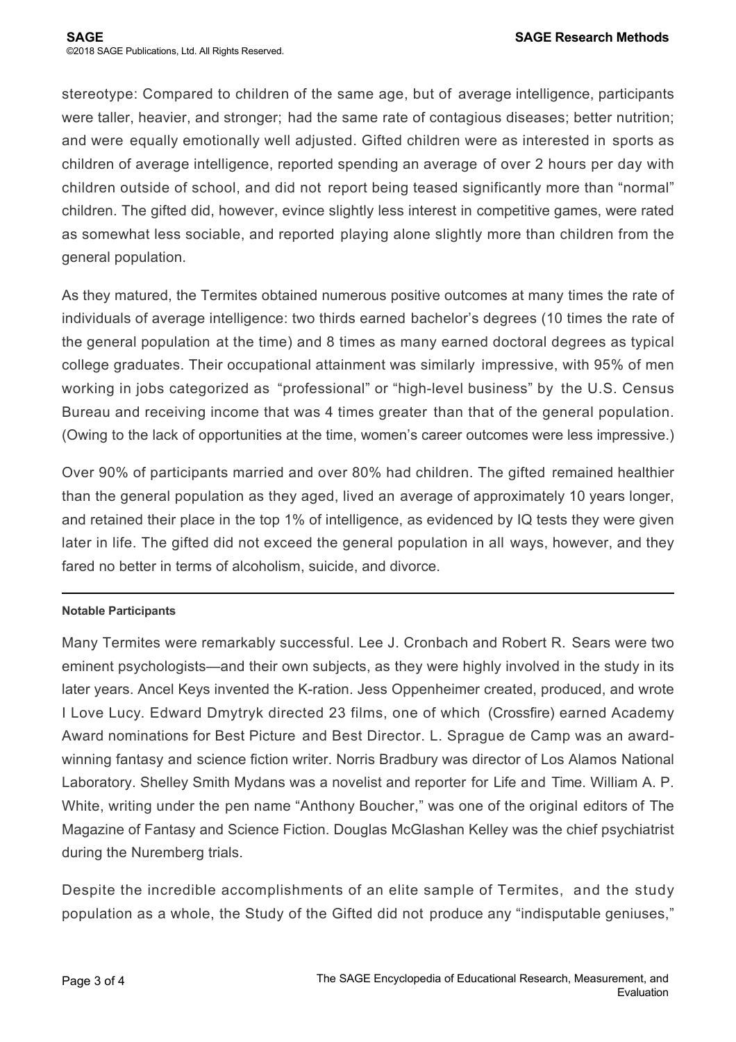stereotype: Compared to children of the same age, but of average intelligence, participants were taller, heavier, and stronger; had the same rate of contagious diseases; better nutrition; and were equally emotionally well adjusted. Gifted children were as interested in sports as children of average intelligence, reported spending an average of over 2 hours per day with children outside of school, and did not report being teased significantly more than "normal" children. The gifted did, however, evince slightly less interest in competitive games, were rated as somewhat less sociable, and reported playing alone slightly more than children from the general population.

As they matured, the Termites obtained numerous positive outcomes at many times the rate of individuals of average intelligence: two thirds earned bachelor's degrees (10 times the rate of the general population at the time) and 8 times as many earned doctoral degrees as typical college graduates. Their occupational attainment was similarly impressive, with 95% of men working in jobs categorized as "professional" or "high-level business" by the U.S. Census Bureau and receiving income that was 4 times greater than that of the general population. (Owing to the lack of opportunities at the time, women's career outcomes were less impressive.)

Over 90% of participants married and over 80% had children. The gifted remained healthier than the general population as they aged, lived an average of approximately 10 years longer, and retained their place in the top 1% of intelligence, as evidenced by IQ tests they were given later in life. The gifted did not exceed the general population in all ways, however, and they fared no better in terms of alcoholism, suicide, and divorce.

---

**Notable Participants**

Many Termites were remarkably successful. Lee J. Cronbach and Robert R. Sears were two eminent psychologists—and their own subjects, as they were highly involved in the study in its later years. Ancel Keys invented the K-ration. Jess Oppenheimer created, produced, and wrote I Love Lucy. Edward Dmytryk directed 23 films, one of which (Crossfire) earned Academy Award nominations for Best Picture and Best Director. L. Sprague de Camp was an award-winning fantasy and science fiction writer. Norris Bradbury was director of Los Alamos National Laboratory. Shelley Smith Mydans was a novelist and reporter for Life and Time. William A. P. White, writing under the pen name "Anthony Boucher," was one of the original editors of The Magazine of Fantasy and Science Fiction. Douglas McGlashan Kelley was the chief psychiatrist during the Nuremberg trials.

Despite the incredible accomplishments of an elite sample of Termites, and the study population as a whole, the Study of the Gifted did not produce any "indisputable geniuses,"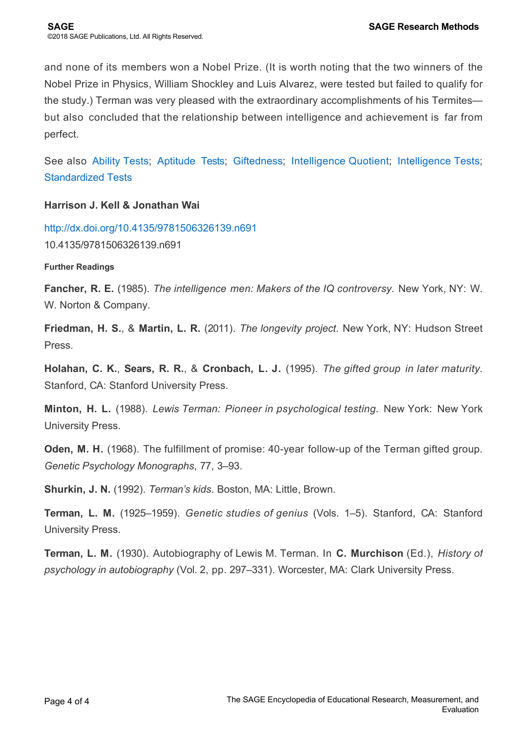and none of its members won a Nobel Prize. (It is worth noting that the two winners of the Nobel Prize in Physics, William Shockley and Luis Alvarez, were tested but failed to qualify for the study.) Terman was very pleased with the extraordinary accomplishments of his Termites—but also concluded that the relationship between intelligence and achievement is far from perfect.

See also Ability Tests; Aptitude Tests; Giftedness; Intelligence Quotient; Intelligence Tests; Standardized Tests

**Harrison J. Kell & Jonathan Wai**

http://dx.doi.org/10.4135/9781506326139.n691
10.4135/9781506326139.n691

#### Further Readings

**Fancher, R. E.** (1985). *The intelligence men: Makers of the IQ controversy*. New York, NY: W. W. Norton & Company.

**Friedman, H. S.**, & **Martin, L. R.** (2011). *The longevity project*. New York, NY: Hudson Street Press.

**Holahan, C. K.**, **Sears, R. R.**, & **Cronbach, L. J.** (1995). *The gifted group in later maturity*. Stanford, CA: Stanford University Press.

**Minton, H. L.** (1988). *Lewis Terman: Pioneer in psychological testing*. New York: New York University Press.

**Oden, M. H.** (1968). The fulfillment of promise: 40-year follow-up of the Terman gifted group. *Genetic Psychology Monographs*, 77, 3–93.

**Shurkin, J. N.** (1992). *Terman's kids*. Boston, MA: Little, Brown.

**Terman, L. M.** (1925–1959). *Genetic studies of genius* (Vols. 1–5). Stanford, CA: Stanford University Press.

**Terman, L. M.** (1930). Autobiography of Lewis M. Terman. In **C. Murchison** (Ed.), *History of psychology in autobiography* (Vol. 2, pp. 297–331). Worcester, MA: Clark University Press.